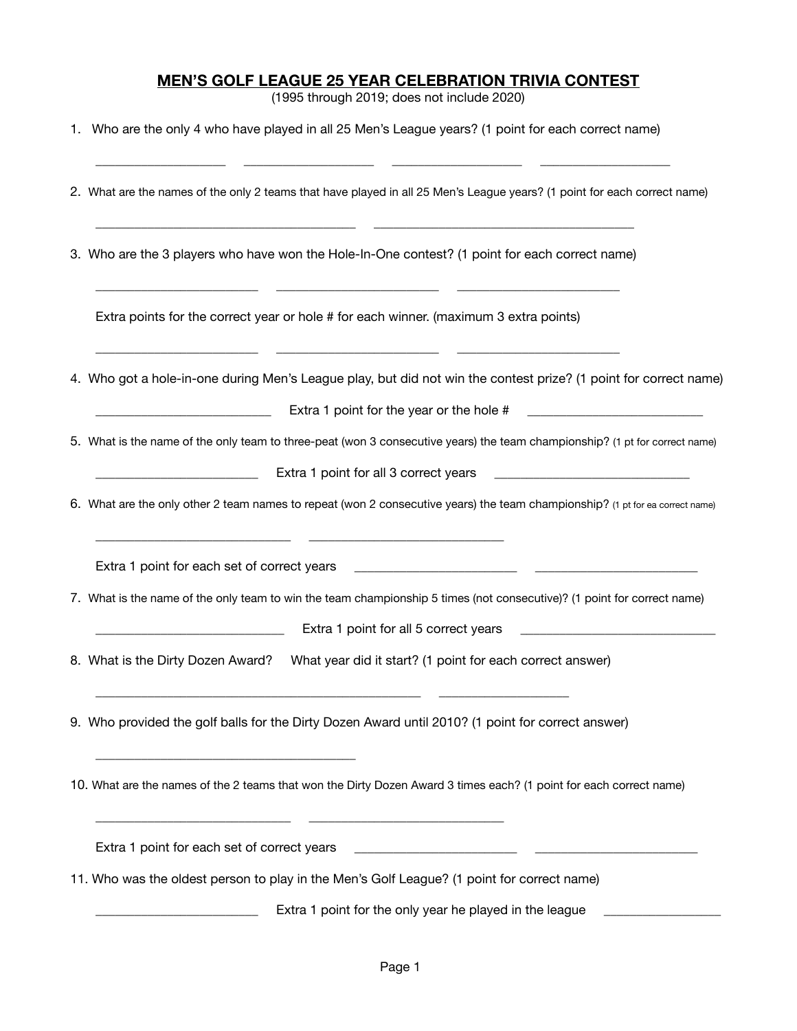# MEN'S GOLF LEAGUE 25 YEAR CELEBRATION TRIVIA CONTEST

(1995 through 2019; does not include 2020)

1. Who are the only 4 who have played in all 25 Men's League years? (1 point for each correct name)

   ____________________ ____________________ ____________________ ____________________

2. What are the names of the only 2 teams that have played in all 25 Men's League years? (1 point for each correct name)

   ________________________________________ ________________________________________

3. Who are the 3 players who have won the Hole-In-One contest? (1 point for each correct name)

   _________________________ _________________________ _________________________

   Extra points for the correct year or hole # for each winner. (maximum 3 extra points)

   _________________________ _________________________ _________________________

4. Who got a hole-in-one during Men's League play, but did not win the contest prize? (1 point for correct name)

   ___________________________ Extra 1 point for the year or the hole # ___________________________

5. What is the name of the only team to three-peat (won 3 consecutive years) the team championship? (1 pt for correct name)

   _________________________ Extra 1 point for all 3 correct years ______________________________

6. What are the only other 2 team names to repeat (won 2 consecutive years) the team championship? (1 pt for ea correct name)

   ______________________________ ______________________________

   Extra 1 point for each set of correct years _________________________ _________________________

7. What is the name of the only team to win the team championship 5 times (not consecutive)? (1 point for correct name)

   _____________________________ Extra 1 point for all 5 correct years ______________________________

8. What is the Dirty Dozen Award? What year did it start? (1 point for each correct answer)

   __________________________________________________ ____________________

9. Who provided the golf balls for the Dirty Dozen Award until 2010? (1 point for correct answer)

   ________________________________________

10. What are the names of the 2 teams that won the Dirty Dozen Award 3 times each? (1 point for each correct name)

    ______________________________ ______________________________

    Extra 1 point for each set of correct years _________________________ _________________________

11. Who was the oldest person to play in the Men's Golf League? (1 point for correct name)

    _________________________ Extra 1 point for the only year he played in the league __________________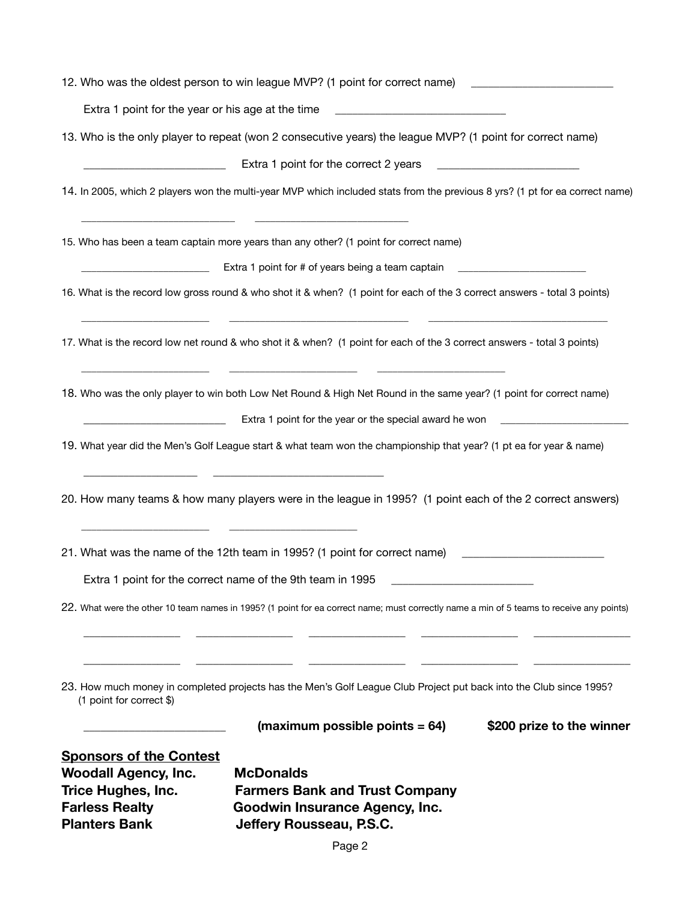12. Who was the oldest person to win league MVP? (1 point for correct name) ________________________

Extra 1 point for the year or his age at the time ____________________________

13. Who is the only player to repeat (won 2 consecutive years) the league MVP? (1 point for correct name)

________________________ Extra 1 point for the correct 2 years ________________________

14. In 2005, which 2 players won the multi-year MVP which included stats from the previous 8 yrs? (1 pt for ea correct name)

__________________________ __________________________

15. Who has been a team captain more years than any other? (1 point for correct name)

______________________ Extra 1 point for # of years being a team captain ______________________

16. What is the record low gross round & who shot it & when? (1 point for each of the 3 correct answers - total 3 points)

______________________ ______________________________ ______________________________

17. What is the record low net round & who shot it & when? (1 point for each of the 3 correct answers - total 3 points)

______________________ ______________________ ______________________

18. Who was the only player to win both Low Net Round & High Net Round in the same year? (1 point for correct name)

________________________ Extra 1 point for the year or the special award he won ______________________

19. What year did the Men's Golf League start & what team won the championship that year? (1 pt ea for year & name)

___________________ ____________________________

20. How many teams & how many players were in the league in 1995? (1 point each of the 2 correct answers)

______________________ ______________________

21. What was the name of the 12th team in 1995? (1 point for correct name) ________________________

Extra 1 point for the correct name of the 9th team in 1995 ________________________

22. What were the other 10 team names in 1995? (1 point for ea correct name; must correctly name a min of 5 teams to receive any points)

________________ ________________ ________________ ________________ ________________

________________ ________________ ________________ ________________ ________________

23. How much money in completed projects has the Men's Golf League Club Project put back into the Club since 1995? (1 point for correct $)

________________________ **(maximum possible points = 64)** **$200 prize to the winner**

**<u>Sponsors of the Contest</u>**

**Woodall Agency, Inc.**
**Trice Hughes, Inc.**
**Farless Realty**
**Planters Bank**
**McDonalds**
**Farmers Bank and Trust Company**
**Goodwin Insurance Agency, Inc.**
**Jeffery Rousseau, P.S.C.**